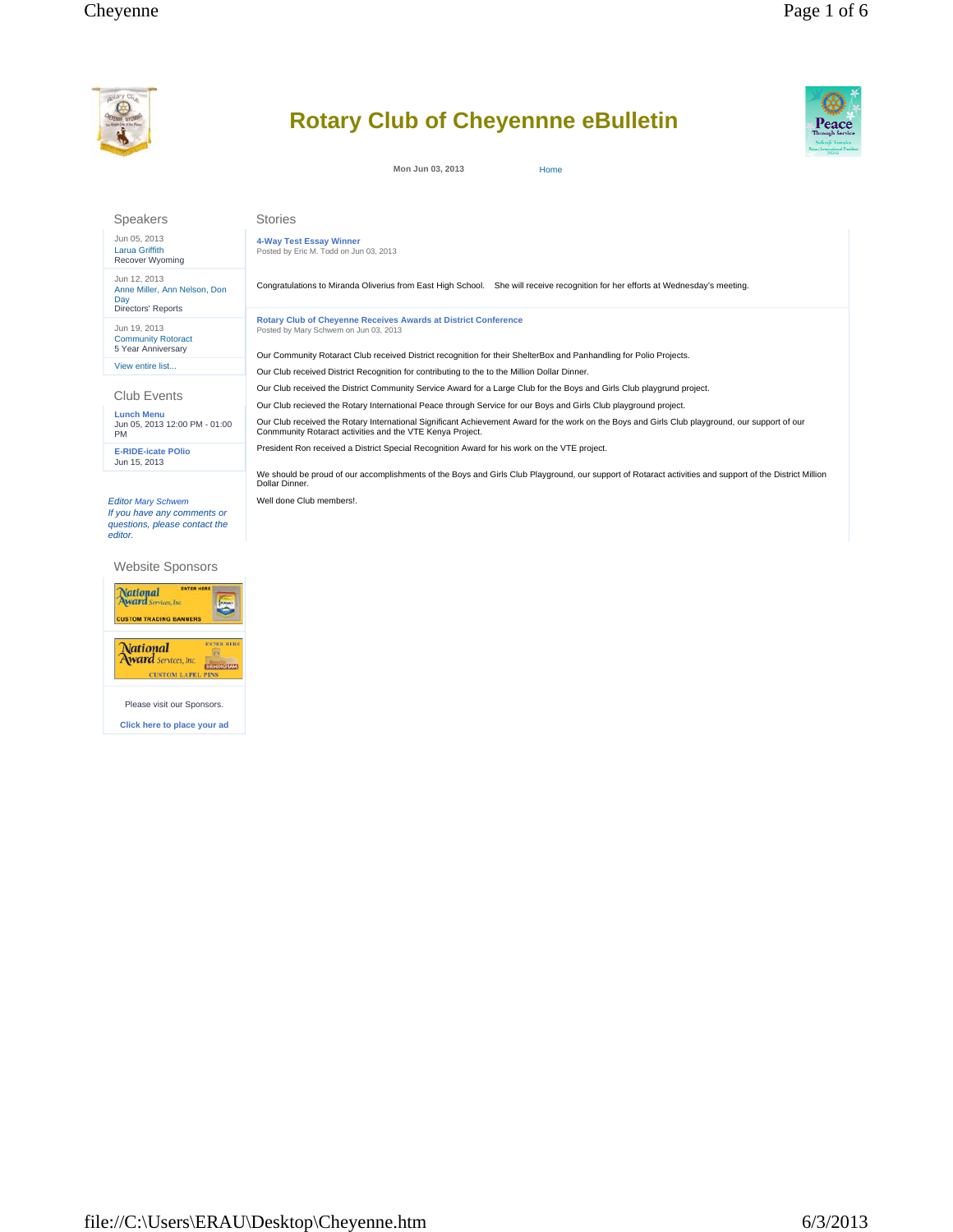# Rotary Club of Cheyenne eBulletin

Mon Jun 03, 2013 Home

## Speakers

Jun 05, 2013
Larua Griffith
Recover Wyoming

Jun 12, 2013
Anne Miller, Ann Nelson, Don Day
Directors' Reports

Jun 19, 2013
Community Rotoract
5 Year Anniversary

View entire list...

## Club Events

**Lunch Menu**
Jun 05, 2013 12:00 PM - 01:00 PM

**E-RIDE-icate POlio**
Jun 15, 2013

*Editor Mary Schwem*
*If you have any comments or questions, please contact the editor.*

## Website Sponsors

Please visit our Sponsors.

**Click here to place your ad**

## Stories

### 4-Way Test Essay Winner

Posted by Eric M. Todd on Jun 03, 2013

Congratulations to Miranda Oliverius from East High School. She will receive recognition for her efforts at Wednesday's meeting.

### Rotary Club of Cheyenne Receives Awards at District Conference

Posted by Mary Schwem on Jun 03, 2013

Our Community Rotaract Club received District recognition for their ShelterBox and Panhandling for Polio Projects.

Our Club received District Recognition for contributing to the to the Million Dollar Dinner.

Our Club received the District Community Service Award for a Large Club for the Boys and Girls Club playgrund project.

Our Club recieved the Rotary International Peace through Service for our Boys and Girls Club playground project.

Our Club received the Rotary International Significant Achievement Award for the work on the Boys and Girls Club playground, our support of our Cornmunity Rotaract activities and the VTE Kenya Project.

President Ron received a District Special Recognition Award for his work on the VTE project.

We should be proud of our accomplishments of the Boys and Girls Club Playground, our support of Rotaract activities and support of the District Million Dollar Dinner.

Well done Club members!.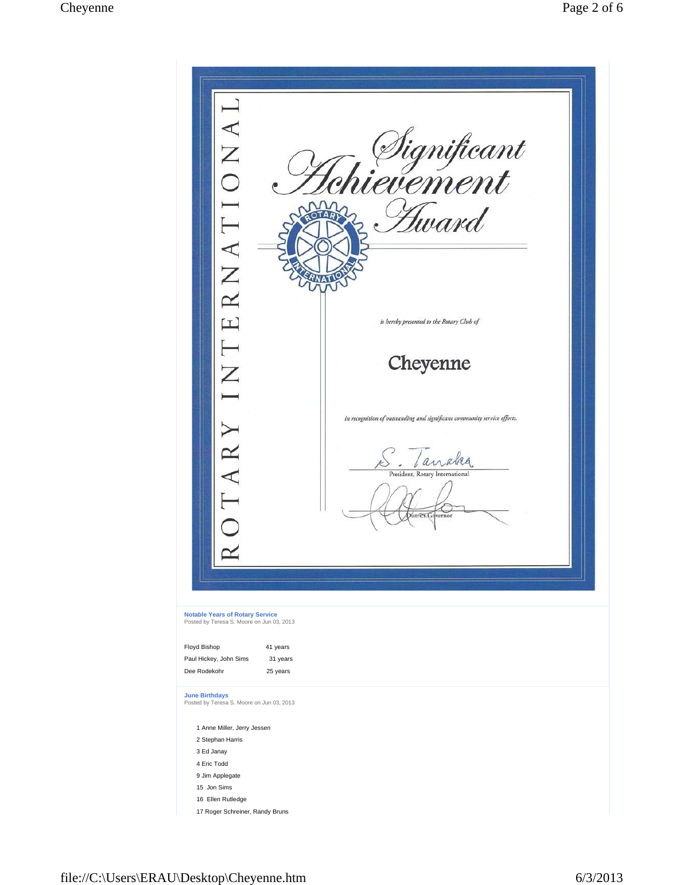ROTARY INTERNATIONAL

# Significant Achievement Award

*is hereby presented to the Rotary Club of*

## Cheyenne

*in recognition of outstanding and significant community service efforts.*

S. Tanaka
President, Rotary International

District Governor

---

### Notable Years of Rotary Service

Posted by Teresa S. Moore on Jun 03, 2013

| | |
|---|---|
| Floyd Bishop | 41 years |
| Paul Hickey, John Sims | 31 years |
| Dee Rodekohr | 25 years |

### June Birthdays

Posted by Teresa S. Moore on Jun 03, 2013

1 Anne Miller, Jerry Jessen
2 Stephan Harris
3 Ed Janay
4 Eric Todd
9 Jim Applegate
15 Jon Sims
16 Ellen Rutledge
17 Roger Schreiner, Randy Bruns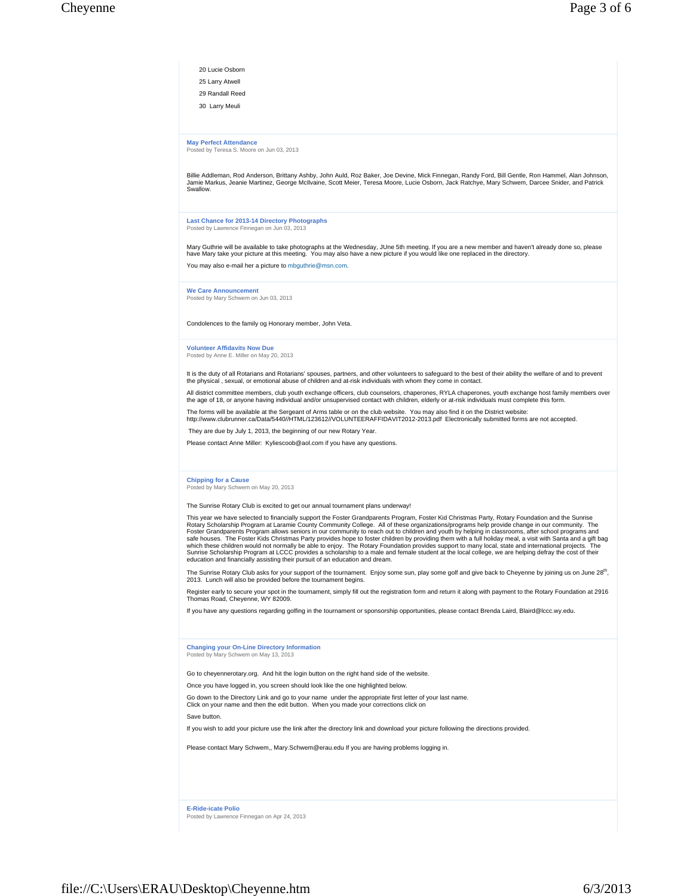20 Lucie Osborn

25 Larry Atwell

29 Randall Reed

30 Larry Meuli

### May Perfect Attendance

Posted by Teresa S. Moore on Jun 03, 2013

Billie Addleman, Rod Anderson, Brittany Ashby, John Auld, Roz Baker, Joe Devine, Mick Finnegan, Randy Ford, Bill Gentle, Ron Hammel, Alan Johnson, Jamie Markus, Jeanie Martinez, George McIlvaine, Scott Meier, Teresa Moore, Lucie Osborn, Jack Ratchye, Mary Schwem, Darcee Snider, and Patrick Swallow.

### Last Chance for 2013-14 Directory Photographs

Posted by Lawrence Finnegan on Jun 03, 2013

Mary Guthrie will be available to take photographs at the Wednesday, JUne 5th meeting. If you are a new member and haven't already done so, please have Mary take your picture at this meeting. You may also have a new picture if you would like one replaced in the directory.

You may also e-mail her a picture to mbguthrie@msn.com.

### We Care Announcement

Posted by Mary Schwem on Jun 03, 2013

Condolences to the family og Honorary member, John Veta.

### Volunteer Affidavits Now Due

Posted by Anne E. Miller on May 20, 2013

It is the duty of all Rotarians and Rotarians' spouses, partners, and other volunteers to safeguard to the best of their ability the welfare of and to prevent the physical , sexual, or emotional abuse of children and at-risk individuals with whom they come in contact.

All district committee members, club youth exchange officers, club counselors, chaperones, RYLA chaperones, youth exchange host family members over the age of 18, or anyone having individual and/or unsupervised contact with children, elderly or at-risk individuals must complete this form.

The forms will be available at the Sergeant of Arms table or on the club website. You may also find it on the District website: http://www.clubrunner.ca/Data/5440//HTML/123612//VOLUNTEERAFFIDAVIT2012-2013.pdf Electronically submitted forms are not accepted.

They are due by July 1, 2013, the beginning of our new Rotary Year.

Please contact Anne Miller: Kyliescoob@aol.com if you have any questions.

### Chipping for a Cause

Posted by Mary Schwem on May 20, 2013

The Sunrise Rotary Club is excited to get our annual tournament plans underway!

This year we have selected to financially support the Foster Grandparents Program, Foster Kid Christmas Party, Rotary Foundation and the Sunrise Rotary Scholarship Program at Laramie County Community College. All of these organizations/programs help provide change in our community. The Foster Grandparents Program allows seniors in our community to reach out to children and youth by helping in classrooms, after school programs and safe houses. The Foster Kids Christmas Party provides hope to foster children by providing them with a full holiday meal, a visit with Santa and a gift bag which these children would not normally be able to enjoy. The Rotary Foundation provides support to many local, state and international projects. The Sunrise Scholarship Program at LCCC provides a scholarship to a male and female student at the local college, we are helping defray the cost of their education and financially assisting their pursuit of an education and dream.

The Sunrise Rotary Club asks for your support of the tournament. Enjoy some sun, play some golf and give back to Cheyenne by joining us on June 28th, 2013. Lunch will also be provided before the tournament begins.

Register early to secure your spot in the tournament, simply fill out the registration form and return it along with payment to the Rotary Foundation at 2916 Thomas Road, Cheyenne, WY 82009.

If you have any questions regarding golfing in the tournament or sponsorship opportunities, please contact Brenda Laird, Blaird@lccc.wy.edu.

### Changing your On-Line Directory Information

Posted by Mary Schwem on May 13, 2013

Go to cheyennerotary.org. And hit the login button on the right hand side of the website.

Once you have logged in, you screen should look like the one highlighted below.

Go down to the Directory Link and go to your name under the appropriate first letter of your last name.
Click on your name and then the edit button. When you made your corrections click on

Save button.

If you wish to add your picture use the link after the directory link and download your picture following the directions provided.

Please contact Mary Schwem,, Mary.Schwem@erau.edu If you are having problems logging in.

### E-Ride-icate Polio

Posted by Lawrence Finnegan on Apr 24, 2013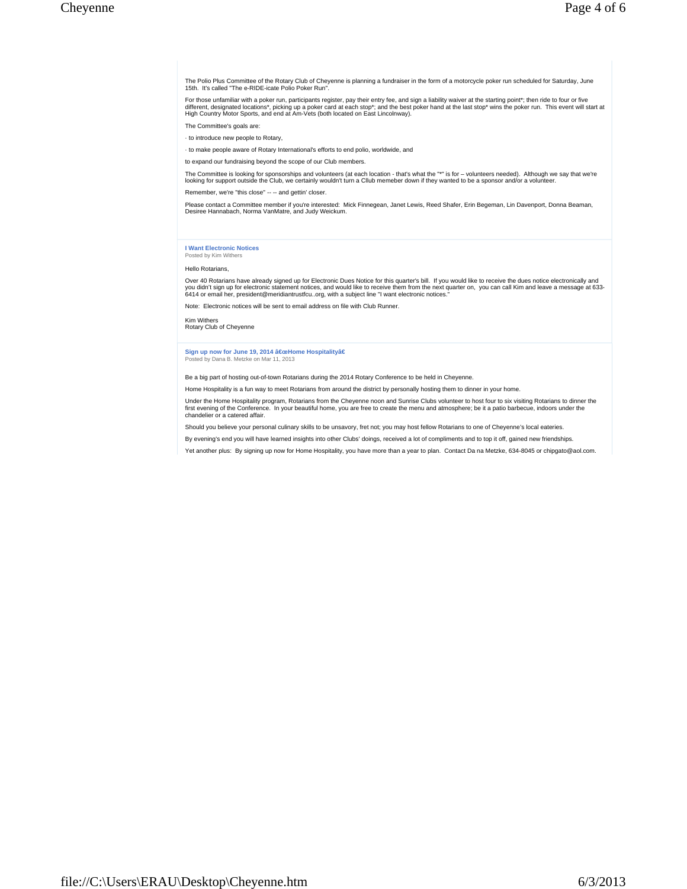The Polio Plus Committee of the Rotary Club of Cheyenne is planning a fundraiser in the form of a motorcycle poker run scheduled for Saturday, June 15th. It's called "The e-RIDE-icate Polio Poker Run".

For those unfamiliar with a poker run, participants register, pay their entry fee, and sign a liability waiver at the starting point*; then ride to four or five different, designated locations*, picking up a poker card at each stop*; and the best poker hand at the last stop* wins the poker run. This event will start at High Country Motor Sports, and end at Am-Vets (both located on East Lincolnway).

The Committee's goals are:

· to introduce new people to Rotary,

· to make people aware of Rotary International's efforts to end polio, worldwide, and

to expand our fundraising beyond the scope of our Club members.

The Committee is looking for sponsorships and volunteers (at each location - that's what the "*" is for – volunteers needed). Although we say that we're looking for support outside the Club, we certainly wouldn't turn a Cllub memeber down if they wanted to be a sponsor and/or a volunteer.

Remember, we're "this close" -- -- and gettin' closer.

Please contact a Committee member if you're interested: Mick Finnegean, Janet Lewis, Reed Shafer, Erin Begeman, Lin Davenport, Donna Beaman, Desiree Hannabach, Norma VanMatre, and Judy Weickum.

### I Want Electronic Notices

Posted by Kim Withers

Hello Rotarians,

Over 40 Rotarians have already signed up for Electronic Dues Notice for this quarter's bill. If you would like to receive the dues notice electronically and you didn't sign up for electronic statement notices, and would like to receive them from the next quarter on, you can call Kim and leave a message at 633-6414 or email her, president@meridiantrustfcu..org, with a subject line "I want electronic notices."

Note: Electronic notices will be sent to email address on file with Club Runner.

Kim Withers
Rotary Club of Cheyenne

### Sign up now for June 19, 2014 â€œHome Hospitalityâ€

Posted by Dana B. Metzke on Mar 11, 2013

Be a big part of hosting out-of-town Rotarians during the 2014 Rotary Conference to be held in Cheyenne.

Home Hospitality is a fun way to meet Rotarians from around the district by personally hosting them to dinner in your home.

Under the Home Hospitality program, Rotarians from the Cheyenne noon and Sunrise Clubs volunteer to host four to six visiting Rotarians to dinner the first evening of the Conference. In your beautiful home, you are free to create the menu and atmosphere; be it a patio barbecue, indoors under the chandelier or a catered affair.

Should you believe your personal culinary skills to be unsavory, fret not; you may host fellow Rotarians to one of Cheyenne's local eateries.

By evening's end you will have learned insights into other Clubs' doings, received a lot of compliments and to top it off, gained new friendships.

Yet another plus: By signing up now for Home Hospitality, you have more than a year to plan. Contact Da na Metzke, 634-8045 or chipgato@aol.com.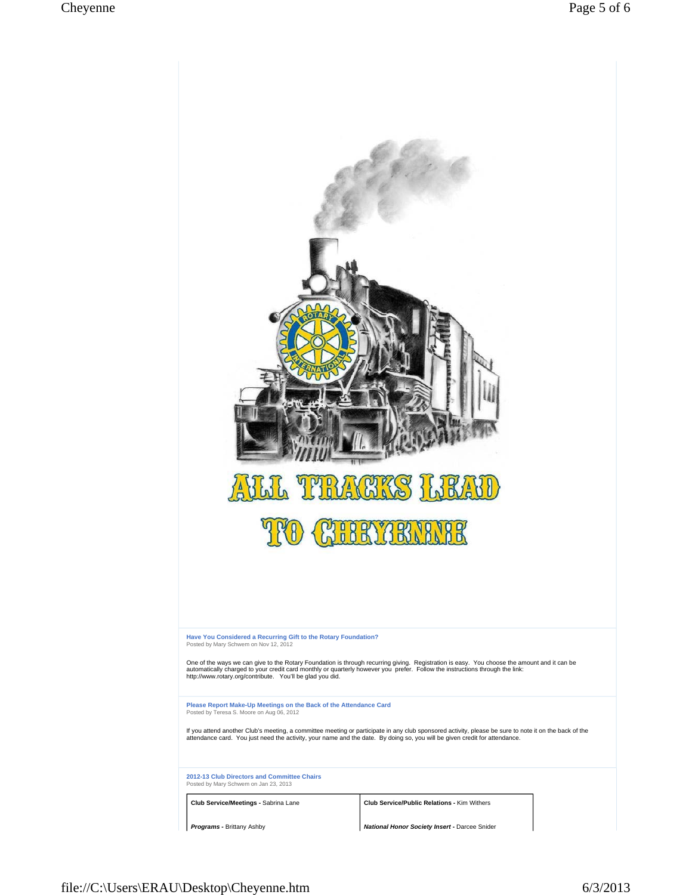ALL TRACKS LEAD TO CHEYENNE

### Have You Considered a Recurring Gift to the Rotary Foundation?

Posted by Mary Schwem on Nov 12, 2012

One of the ways we can give to the Rotary Foundation is through recurring giving. Registration is easy. You choose the amount and it can be automatically charged to your credit card monthly or quarterly however you prefer. Follow the instructions through the link: http://www.rotary.org/contribute. You'll be glad you did.

### Please Report Make-Up Meetings on the Back of the Attendance Card

Posted by Teresa S. Moore on Aug 06, 2012

If you attend another Club's meeting, a committee meeting or participate in any club sponsored activity, please be sure to note it on the back of the attendance card. You just need the activity, your name and the date. By doing so, you will be given credit for attendance.

### 2012-13 Club Directors and Committee Chairs

Posted by Mary Schwem on Jan 23, 2013

| | |
|---|---|
| **Club Service/Meetings -** Sabrina Lane | **Club Service/Public Relations -** Kim Withers |
| ***Programs -*** Brittany Ashby | ***National Honor Society Insert -*** Darcee Snider |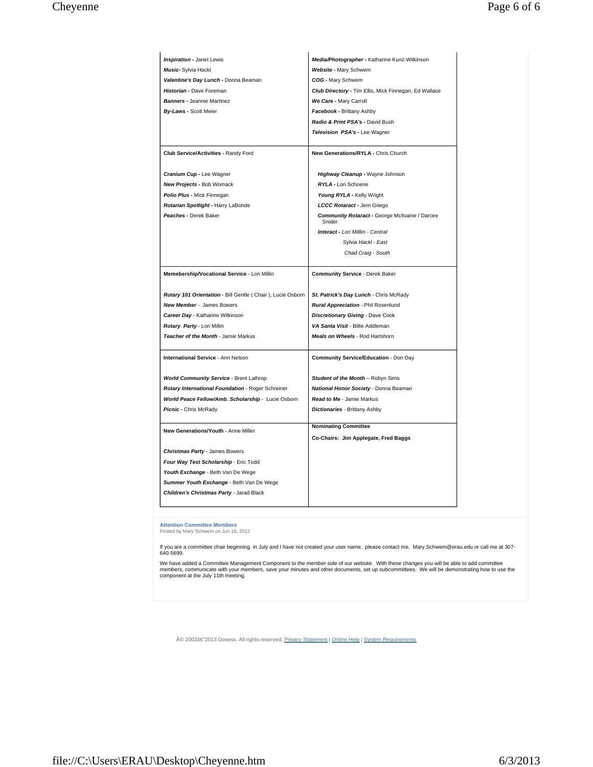| | |
|---|---|
| ***Inspiration -*** Janet Lewis<br>***Music-*** Sylvia Hackl<br>***Valentine's Day Lunch -*** Donna Beaman<br>***Historian -*** Dave Foreman<br>***Banners -*** Jeannie Martinez<br>***By-Laws -*** Scott Meier | ***Media/Photographer -*** Katharine Kunz-Wilkinson<br>***Website -*** Mary Schwem<br>***COG -*** Mary Schwem<br>***Club Directory -*** Tim Ellis, Mick Finnegan, Ed Wallace<br>***We Care -*** Mary Carroll<br>***Facebook -*** Brittany Ashby<br>***Radio & Print PSA's -*** David Bush<br>***Television PSA's -*** Lee Wagner |
| **Club Service/Activities -** Randy Ford<br><br>***Cranium Cup -*** Lee Wagner<br>***New Projects -*** Bob Womack<br>***Polio Plus -*** Mick Finnegan<br>***Rotarian Spotlight -*** Harry LaBonde<br>***Peaches -*** Derek Baker | **New Generations/RYLA -** Chris Church<br><br>***Highway Cleanup -*** Wayne Johnson<br>***RYLA -*** Lori Schoene<br>***Young RYLA -*** Kelly Wright<br>***LCCC Rotaract -*** Jerri Griego<br>***Community Rotaract -*** George McIlvaine / Darcee Snider<br>***Interact -*** *Lori Milllin - Central*<br>*Sylvia Hackl - East*<br>*Chad Craig - South* |
| **Memebership/Vocational Service** - Lori Millin<br><br>***Rotary 101 Orientation*** - Bill Gentle ( Chair ), Lucie Osborn<br>***New Member*** - James Bowers<br>***Career Day*** - Katharine Wilkinson<br>***Rotary Party*** - Lori Millin<br>***Teacher of the Month*** - Jamie Markus | **Community Service** - Derek Baker<br><br>***St. Patrick's Day Lunch*** - Chris McRady<br>***Rural Appreciation*** - Phil Rosenlund<br>***Discretionary Giving*** - Dave Cook<br>***VA Santa Visit*** - Billie Addleman<br>***Meals on Wheels*** - Rod Hartshorn |
| **International Service** - Ann Nelson<br><br>***World Community Service*** - Brent Lathrop<br>***Rotary International Foundation*** - Roger Schreiner<br>***World Peace Fellow/Amb. Scholarship*** - Lucie Osborn<br>***Picnic -*** Chris McRady | **Community Service/Education** - Don Day<br><br>***Student of the Month*** – Robyn Sims<br>***National Honor Society*** - Donna Beaman<br>***Read to Me*** - Jamie Markus<br>***Dictionaries*** - Brittany Ashby |
| **New Generations/Youth** - Anne Miller<br><br>***Christmas Party*** - James Bowers<br>***Four Way Test Scholarship*** - Eric Todd<br>***Youth Exchange*** - Beth Van De Wege<br>***Summer Youth Exchange*** - Beth Van De Wege<br>***Children's Christmas Party*** - Jarad Black | **Nominating Committee**<br>**Co-Chairs: Jim Applegate, Fred Baggs** |

**Attention Committee Members**

Posted by Mary Schwem on Jun 18, 2012

If you are a committee chair beginning in July and I have not created your user name, please contact me, Mary.Schwem@erau.edu or call me at 307-640-5699.

We have added a Committee Management Component to the member side of our website. With these changes you will be able to add committee members, communicate with your members, save your minutes and other documents, set up subcommittees. We will be demonstrating how to use the component at the July 11th meeting.

Â© 2002â€"2013 Doxess. All rights reserved. Privacy Statement | Online Help | System Requirements